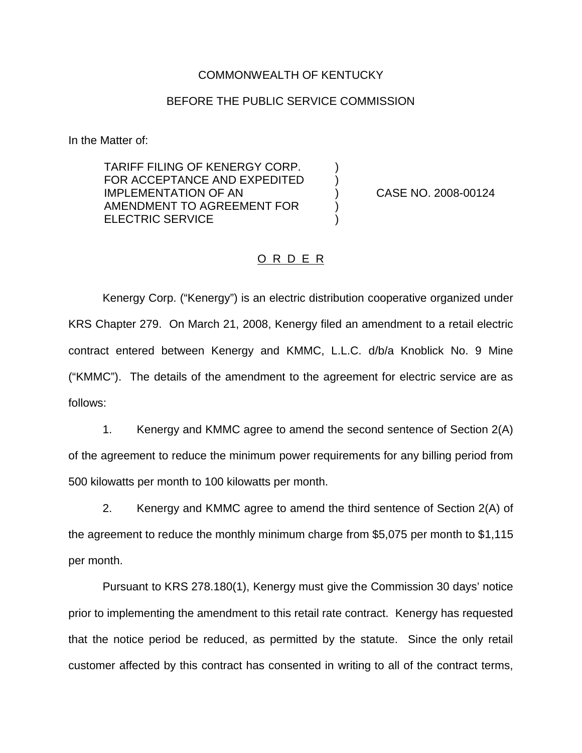COMMONWEALTH OF KENTUCKY

BEFORE THE PUBLIC SERVICE COMMISSION

In the Matter of:

| | | |
|---|---|---|
| TARIFF FILING OF KENERGY CORP. FOR ACCEPTANCE AND EXPEDITED IMPLEMENTATION OF AN AMENDMENT TO AGREEMENT FOR ELECTRIC SERVICE | ) ) ) ) ) | CASE NO. 2008-00124 |

## O R D E R

Kenergy Corp. ("Kenergy") is an electric distribution cooperative organized under KRS Chapter 279. On March 21, 2008, Kenergy filed an amendment to a retail electric contract entered between Kenergy and KMMC, L.L.C. d/b/a Knoblick No. 9 Mine ("KMMC"). The details of the amendment to the agreement for electric service are as follows:

1. Kenergy and KMMC agree to amend the second sentence of Section 2(A) of the agreement to reduce the minimum power requirements for any billing period from 500 kilowatts per month to 100 kilowatts per month.

2. Kenergy and KMMC agree to amend the third sentence of Section 2(A) of the agreement to reduce the monthly minimum charge from $5,075 per month to $1,115 per month.

Pursuant to KRS 278.180(1), Kenergy must give the Commission 30 days' notice prior to implementing the amendment to this retail rate contract. Kenergy has requested that the notice period be reduced, as permitted by the statute. Since the only retail customer affected by this contract has consented in writing to all of the contract terms,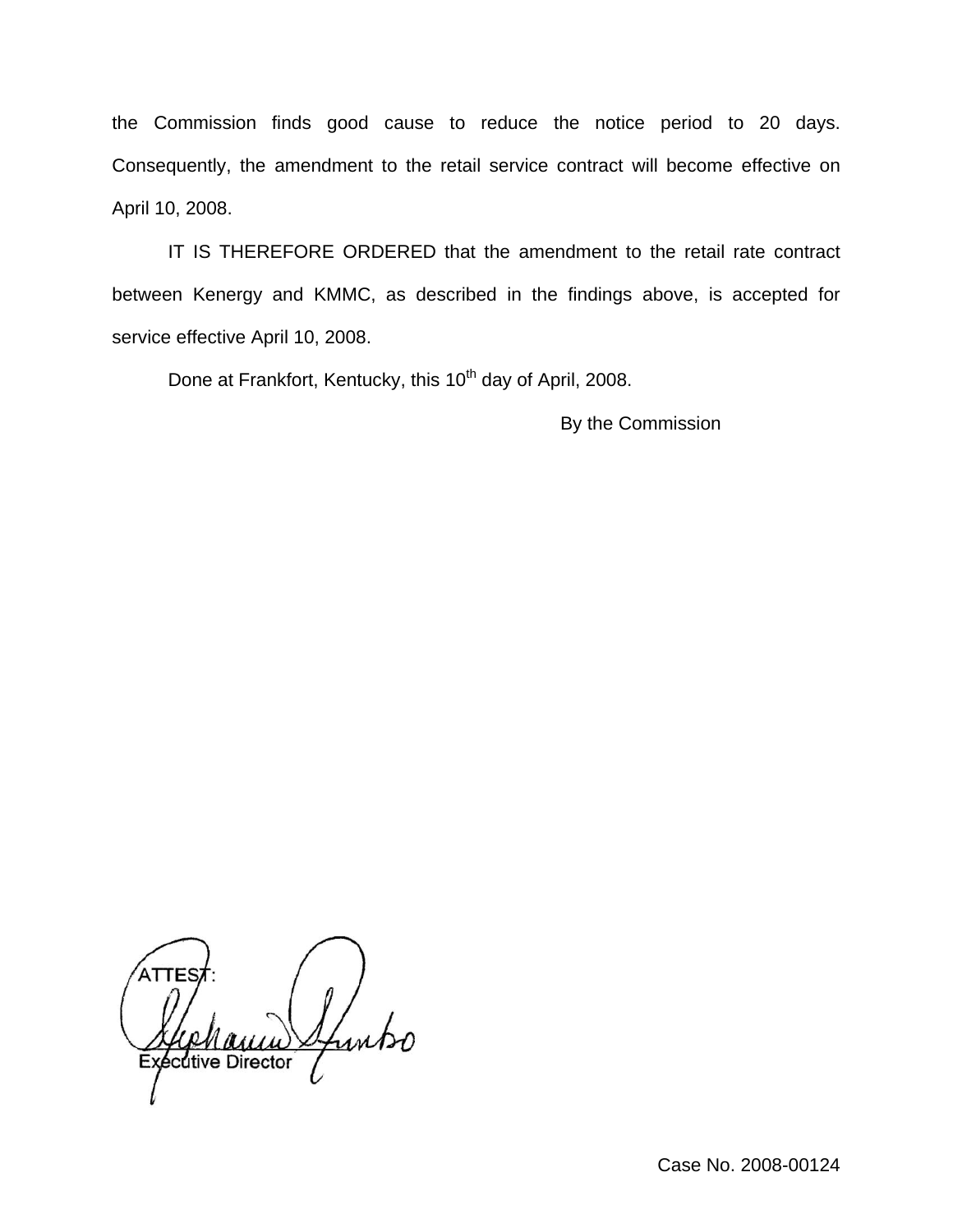the Commission finds good cause to reduce the notice period to 20 days. Consequently, the amendment to the retail service contract will become effective on April 10, 2008.

IT IS THEREFORE ORDERED that the amendment to the retail rate contract between Kenergy and KMMC, as described in the findings above, is accepted for service effective April 10, 2008.

Done at Frankfort, Kentucky, this 10th day of April, 2008.

By the Commission

ATTEST:

Executive Director

Case No. 2008-00124